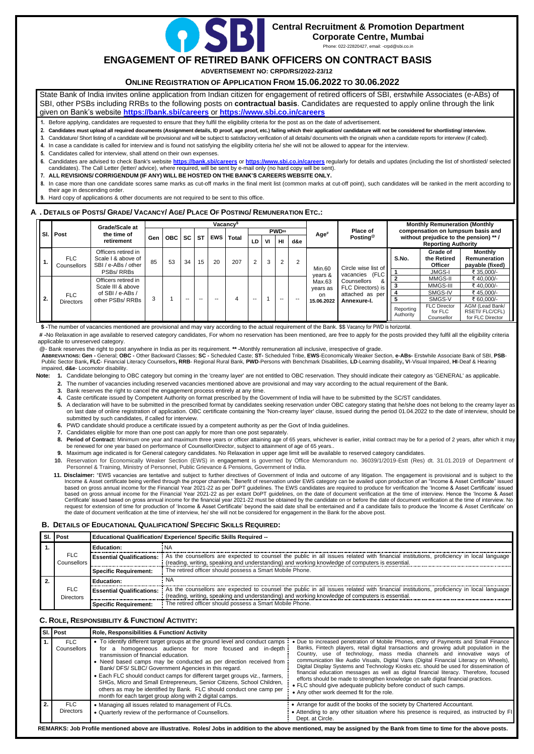# Central Recruitment & Promotion Department

**Corporate Centre, Mumbai**

Phone: 022-22820427, email: -crpd@sbi.co.in

# ENGAGEMENT OF RETIRED BANK OFFICERS ON CONTRACT BASIS

**ADVERTISEMENT NO: CRPD/RS/2022-23/12**

## ONLINE REGISTRATION OF APPLICATION FROM 15.06.2022 TO 30.06.2022

State Bank of India invites online application from Indian citizen for engagement of retired officers of SBI, erstwhile Associates (e-ABs) of SBI, other PSBs including RRBs to the following posts on **contractual basis**. Candidates are requested to apply online through the link given on Bank's website **https://bank.sbi/careers** or **https://www.sbi.co.in/careers**

1. Before applying, candidates are requested to ensure that they fulfil the eligibility criteria for the post as on the date of advertisement.
2. **Candidates must upload all required documents (Assignment details, ID proof, age proof, etc.) failing which their application/ candidature will not be considered for shortlisting/ interview.**
3. Candidature/ Short listing of a candidate will be provisional and will be subject to satisfactory verification of all details/ documents with the originals when a candidate reports for interview (if called).
4. In case a candidate is called for interview and is found not satisfying the eligibility criteria he/ she will not be allowed to appear for the interview.
5. Candidates called for interview, shall attend on their own expenses.
6. Candidates are advised to check Bank's website **https://bank.sbi/careers** or **https://www.sbi.co.in/careers** regularly for details and updates (including the list of shortlisted/ selected candidates). The Call Letter (letter/ advice), where required, will be sent by e-mail only (no hard copy will be sent).
7. **ALL REVISIONS/ CORRIGENDUM (IF ANY) WILL BE HOSTED ON THE BANK'S CAREERS WEBSITE ONLY.**
8. In case more than one candidate scores same marks as cut-off marks in the final merit list (common marks at cut-off point), such candidates will be ranked in the merit according to their age in descending order.
9. Hard copy of applications & other documents are not required to be sent to this office.

## A. DETAILS OF POSTS/ GRADE/ VACANCY/ AGE/ PLACE OF POSTING/ REMUNERATION ETC.:

| Sl. | Post | Grade/Scale at the time of retirement | Vacancy$ | | | | | | | | | | Age# | Place of Posting@ | Monthly Remuneration (Monthly compensation on lumpsum basis and without prejudice to the pension) ** / Reporting Authority | | |
|---|---|---|---|---|---|---|---|---|---|---|---|---|---|---|---|---|---|
| | | | Gen | OBC | SC | ST | EWS | Total | PWD$$ | | | | | | | | |
| | | | | | | | | | LD | VI | HI | d&e | | | S.No. | Grade of the Retired Officer | Monthly Remuneration payable (fixed) |
| 1. | FLC Counsellors | Officers retired in Scale I & above of SBI / e-ABs / other PSBs/ RRBs | 85 | 53 | 34 | 15 | 20 | 207 | 2 | 3 | 2 | 2 | Min.60 years & Max.63 years as on 15.06.2022 | Circle wise list of vacancies (FLC Counsellors & FLC Directors) is attached as per **Annexure-I.** | 1 | JMGS-I | ₹ 35,000/- |
| 2. | FLC Directors | Officers retired in Scale III & above of SBI / e-ABs / other PSBs/ RRBs | 3 | 1 | -- | -- | -- | 4 | -- | 1 | -- | -- | | | 2 | MMGS-II | ₹ 40,000/- |
| | | | | | | | | | | | | | | | 3 | MMGS-III | ₹ 40,000/- |
| | | | | | | | | | | | | | | | 4 | SMGS-IV | ₹ 45,000/- |
| | | | | | | | | | | | | | | | 5 | SMGS-V | ₹ 60,000/- |
| | | | | | | | | | | | | | | | Reporting Authority | FLC Director for FLC Counsellor | AGM (Lead Bank/ RSETI/ FLC/CFL) for FLC Director |

**$** -The number of vacancies mentioned are provisional and may vary according to the actual requirement of the Bank. $$ Vacancy for PWD is horizontal.

**#** -No Relaxation in age available to reserved category candidates, For whom no reservation has been mentioned, are free to apply for the posts provided they fulfil all the eligibility criteria applicable to unreserved category.

@- Bank reserves the right to post anywhere in India as per its requirement. **\*\*** -Monthly remuneration all inclusive, irrespective of grade.

**ABBREVIATIONS: Gen -** General; **OBC -** Other Backward Classes; **SC -** Scheduled Caste; **ST-** Scheduled Tribe, **EWS**-Economically Weaker Section, **e-ABs-** Erstwhile Associate Bank of SBI, **PSB**-Public Sector Bank**, FLC**- Financial Literacy Counsellors**, RRB**- Regional Rural Bank, **PWD**-Persons with Benchmark Disabilities, **LD**-Learning disability**, VI**-Visual Impaired, **HI**-Deaf & Hearing impaired, **d&e**- Locomotor disability.

**Note:**

1. Candidate belonging to OBC category but coming in the 'creamy layer' are not entitled to OBC reservation. They should indicate their category as 'GENERAL' as applicable.
2. The number of vacancies including reserved vacancies mentioned above are provisional and may vary according to the actual requirement of the Bank.
3. Bank reserves the right to cancel the engagement process entirely at any time.
4. Caste certificate issued by Competent Authority on format prescribed by the Government of India will have to be submitted by the SC/ST candidates.
5. A declaration will have to be submitted in the prescribed format by candidates seeking reservation under OBC category stating that he/she does not belong to the creamy layer as on last date of online registration of application. OBC certificate containing the 'Non-creamy layer' clause, issued during the period 01.04.2022 to the date of interview, should be submitted by such candidates, if called for interview.
6. PWD candidate should produce a certificate issued by a competent authority as per the Govt of India guidelines.
7. Candidates eligible for more than one post can apply for more than one post separately.
8. **Period of Contract:** Minimum one year and maximum three years or officer attaining age of 65 years, whichever is earlier, initial contract may be for a period of 2 years, after which it may be renewed for one year based on performance of Counsellor/Director, subject to attainment of age of 65 years..
9. Maximum age indicated is for General category candidates. No Relaxation in upper age limit will be available to reserved category candidates.
10. Reservation for Economically Weaker Section (EWS) in engagement is governed by Office Memorandum no. 36039/1/2019-Estt (Res) dt. 31.01.2019 of Department of Personnel & Training, Ministry of Personnel, Public Grievance & Pensions, Government of India.
11. **Disclaimer:** "EWS vacancies are tentative and subject to further directives of Government of India and outcome of any litigation. The engagement is provisional and is subject to the Income & Asset certificate being verified through the proper channels." Benefit of reservation under EWS category can be availed upon production of an "Income & Asset Certificate" issued based on gross annual income for the Financial Year 2021-22 as per DoPT guidelines. The EWS candidates are required to produce for verification the 'Income & Asset Certificate' issued based on gross annual income for the Financial Year 2021-22 as per extant DoPT guidelines, on the date of document verification at the time of interview. Hence the 'Income & Asset Certificate' issued based on gross annual income for the financial year 2021-22 must be obtained by the candidate on or before the date of document verification at the time of interview. No request for extension of time for production of 'Income & Asset Certificate' beyond the said date shall be entertained and if a candidate fails to produce the 'Income & Asset Certificate' on the date of document verification at the time of interview, he/ she will not be considered for engagement in the Bank for the above post.

## B. DETAILS OF EDUCATIONAL QUALIFICATION/ SPECIFIC SKILLS REQUIRED:

| Sl. | Post | Educational Qualification/ Experience/ Specific Skills Required -- | |
|---|---|---|---|
| 1. | FLC Counsellors | **Education:** | NA |
| | | **Essential Qualifications:** | As the counsellors are expected to counsel the public in all issues related with financial institutions, proficiency in local language (reading, writing, speaking and understanding) and working knowledge of computers is essential. |
| | | **Specific Requirement:** | The retired officer should possess a Smart Mobile Phone. |
| 2. | FLC Directors | **Education:** | NA |
| | | **Essential Qualifications:** | As the counsellors are expected to counsel the public in all issues related with financial institutions, proficiency in local language (reading, writing, speaking and understanding) and working knowledge of computers is essential. |
| | | **Specific Requirement:** | The retired officer should possess a Smart Mobile Phone. |

## C. ROLE, RESPONSIBILITY & FUNCTION/ ACTIVITY:

| Sl. | Post | Role, Responsibilities & Function/ Activity | |
|---|---|---|---|
| 1. | FLC Counsellors | • To identify different target groups at the ground level and conduct camps for a homogeneous audience for more focused and in-depth transmission of financial education.<br>• Need based camps may be conducted as per direction received from Bank/ DFS/ SLBC/ Government Agencies in this regard.<br>• Each FLC should conduct camps for different target groups viz., farmers, SHGs, Micro and Small Entrepreneurs, Senior Citizens, School Children, others as may be identified by Bank. FLC should conduct one camp per month for each target group along with 2 digital camps. | • Due to increased penetration of Mobile Phones, entry of Payments and Small Finance Banks, Fintech players, retail digital transactions and growing adult population in the Country, use of technology, mass media channels and innovative ways of communication like Audio Visuals, Digital Vans (Digital Financial Literacy on Wheels), Digital Display Systems and Technology Kiosks etc. should be used for dissemination of financial education messages as well as digital financial literacy. Therefore, focused efforts should be made to strengthen knowledge on safe digital financial practices.<br>• FLC should give adequate publicity before conduct of such camps.<br>• Any other work deemed fit for the role. |
| 2. | FLC Directors | • Managing all issues related to management of FLCs.<br>• Quarterly review of the performance of Counsellors. | • Arrange for audit of the books of the society by Chartered Accountant.<br>• Attending to any other situation where his presence is required, as instructed by FI Dept. at Circle. |

**REMARKS: Job Profile mentioned above are illustrative. Roles/ Jobs in addition to the above mentioned, may be assigned by the Bank from time to time for the above posts.**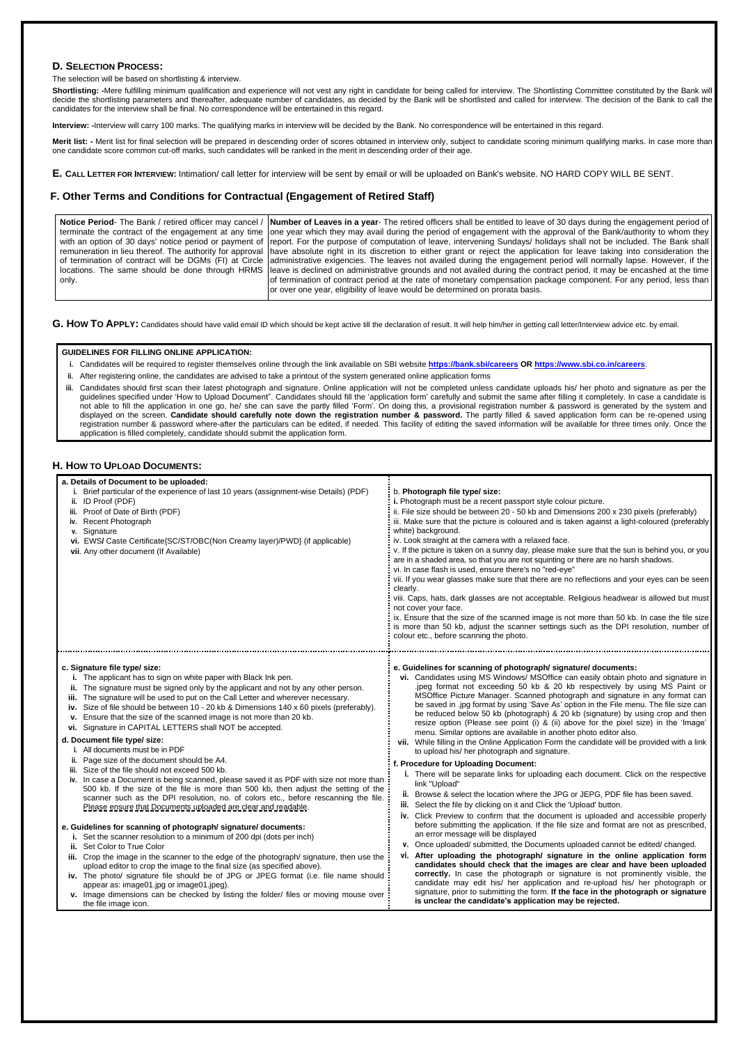## D. SELECTION PROCESS:

The selection will be based on shortlisting & interview.

**Shortlisting: -**Mere fulfilling minimum qualification and experience will not vest any right in candidate for being called for interview. The Shortlisting Committee constituted by the Bank will decide the shortlisting parameters and thereafter, adequate number of candidates, as decided by the Bank will be shortlisted and called for interview. The decision of the Bank to call the candidates for the interview shall be final. No correspondence will be entertained in this regard.

**Interview: -**Interview will carry 100 marks. The qualifying marks in interview will be decided by the Bank. No correspondence will be entertained in this regard.

**Merit list: -** Merit list for final selection will be prepared in descending order of scores obtained in interview only, subject to candidate scoring minimum qualifying marks. In case more than one candidate score common cut-off marks, such candidates will be ranked in the merit in descending order of their age.

**E. CALL LETTER FOR INTERVIEW:** Intimation/ call letter for interview will be sent by email or will be uploaded on Bank's website. NO HARD COPY WILL BE SENT.

## F. Other Terms and Conditions for Contractual (Engagement of Retired Staff)

| **Notice Period**- The Bank / retired officer may cancel / terminate the contract of the engagement at any time with an option of 30 days' notice period or payment of remuneration in lieu thereof. The authority for approval of termination of contract will be DGMs (FI) at Circle locations. The same should be done through HRMS only. | **Number of Leaves in a year**- The retired officers shall be entitled to leave of 30 days during the engagement period of one year which they may avail during the period of engagement with the approval of the Bank/authority to whom they report. For the purpose of computation of leave, intervening Sundays/ holidays shall not be included. The Bank shall have absolute right in its discretion to either grant or reject the application for leave taking into consideration the administrative exigencies. The leaves not availed during the engagement period will normally lapse. However, if the leave is declined on administrative grounds and not availed during the contract period, it may be encashed at the time of termination of contract period at the rate of monetary compensation package component. For any period, less than or over one year, eligibility of leave would be determined on prorata basis. |
|---|---|

**G. HOW TO APPLY:** Candidates should have valid email ID which should be kept active till the declaration of result. It will help him/her in getting call letter/Interview advice etc. by email.

**GUIDELINES FOR FILLING ONLINE APPLICATION:**

i. Candidates will be required to register themselves online through the link available on SBI website **https://bank.sbi/careers OR https://www.sbi.co.in/careers**.

ii. After registering online, the candidates are advised to take a printout of the system generated online application forms

iii. Candidates should first scan their latest photograph and signature. Online application will not be completed unless candidate uploads his/ her photo and signature as per the guidelines specified under 'How to Upload Document". Candidates should fill the 'application form' carefully and submit the same after filling it completely. In case a candidate is not able to fill the application in one go, he/ she can save the partly filled 'Form'. On doing this, a provisional registration number & password is generated by the system and displayed on the screen. **Candidate should carefully note down the registration number & password.** The partly filled & saved application form can be re-opened using registration number & password where-after the particulars can be edited, if needed. This facility of editing the saved information will be available for three times only. Once the application is filled completely, candidate should submit the application form.

## H. HOW TO UPLOAD DOCUMENTS:

**a. Details of Document to be uploaded:**

i. Brief particular of the experience of last 10 years (assignment-wise Details) (PDF)
ii. ID Proof (PDF)
iii. Proof of Date of Birth (PDF)
iv. Recent Photograph
v. Signature
vi. EWS/ Caste Certificate{SC/ST/OBC(Non Creamy layer)/PWD} (if applicable)
vii. Any other document (If Available)

b. **Photograph file type/ size:**

**i.** Photograph must be a recent passport style colour picture.
ii. File size should be between 20 - 50 kb and Dimensions 200 x 230 pixels (preferably)
iii. Make sure that the picture is coloured and is taken against a light-coloured (preferably white) background.
iv. Look straight at the camera with a relaxed face.
v. If the picture is taken on a sunny day, please make sure that the sun is behind you, or you are in a shaded area, so that you are not squinting or there are no harsh shadows.
vi. In case flash is used, ensure there's no "red-eye"
vii. If you wear glasses make sure that there are no reflections and your eyes can be seen clearly.
viii. Caps, hats, dark glasses are not acceptable. Religious headwear is allowed but must not cover your face.
ix. Ensure that the size of the scanned image is not more than 50 kb. In case the file size is more than 50 kb, adjust the scanner settings such as the DPI resolution, number of colour etc., before scanning the photo.

**c. Signature file type/ size:**

i. The applicant has to sign on white paper with Black Ink pen.
ii. The signature must be signed only by the applicant and not by any other person.
iii. The signature will be used to put on the Call Letter and wherever necessary.
iv. Size of file should be between 10 - 20 kb & Dimensions 140 x 60 pixels (preferably).
v. Ensure that the size of the scanned image is not more than 20 kb.
vi. Signature in CAPITAL LETTERS shall NOT be accepted.

**d. Document file type/ size:**

i. All documents must be in PDF
ii. Page size of the document should be A4.
iii. Size of the file should not exceed 500 kb.
iv. In case a Document is being scanned, please saved it as PDF with size not more than 500 kb. If the size of the file is more than 500 kb, then adjust the setting of the scanner such as the DPI resolution, no. of colors etc., before rescanning the file. Please ensure that Documents uploaded are clear and readable.

**e. Guidelines for scanning of photograph/ signature/ documents:**

i. Set the scanner resolution to a minimum of 200 dpi (dots per inch)
ii. Set Color to True Color
iii. Crop the image in the scanner to the edge of the photograph/ signature, then use the upload editor to crop the image to the final size (as specified above).
iv. The photo/ signature file should be of JPG or JPEG format (i.e. file name should appear as: image01.jpg or image01.jpeg).
v. Image dimensions can be checked by listing the folder/ files or moving mouse over the file image icon.
vi. Candidates using MS Windows/ MSOffice can easily obtain photo and signature in .jpeg format not exceeding 50 kb & 20 kb respectively by using MS Paint or MSOffice Picture Manager. Scanned photograph and signature in any format can be saved in .jpg format by using 'Save As' option in the File menu. The file size can be reduced below 50 kb (photograph) & 20 kb (signature) by using crop and then resize option (Please see point (i) & (ii) above for the pixel size) in the 'Image' menu. Similar options are available in another photo editor also.
vii. While filling in the Online Application Form the candidate will be provided with a link to upload his/ her photograph and signature.

**f. Procedure for Uploading Document:**

i. There will be separate links for uploading each document. Click on the respective link "Upload"
ii. Browse & select the location where the JPG or JEPG, PDF file has been saved.
iii. Select the file by clicking on it and Click the 'Upload' button.
iv. Click Preview to confirm that the document is uploaded and accessible properly before submitting the application. If the file size and format are not as prescribed, an error message will be displayed
v. Once uploaded/ submitted, the Documents uploaded cannot be edited/ changed.
vi. **After uploading the photograph/ signature in the online application form candidates should check that the images are clear and have been uploaded correctly.** In case the photograph or signature is not prominently visible, the candidate may edit his/ her application and re-upload his/ her photograph or signature, prior to submitting the form. **If the face in the photograph or signature is unclear the candidate's application may be rejected.**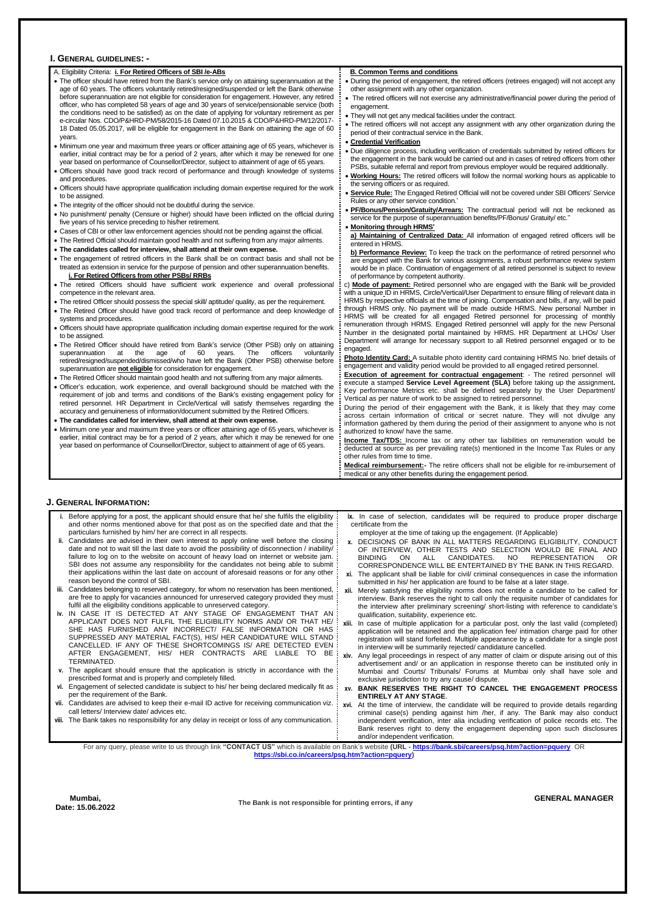## I. GENERAL GUIDELINES: -

A. Eligibility Criteria: **i. For Retired Officers of SBI /e-ABs**

- The officer should have retired from the Bank's service only on attaining superannuation at the age of 60 years. The officers voluntarily retired/resigned/suspended or left the Bank otherwise before superannuation are not eligible for consideration for engagement. However, any retired officer, who has completed 58 years of age and 30 years of service/pensionable service (both the conditions need to be satisfied) as on the date of applying for voluntary retirement as per e-circular Nos. CDO/P&HRD-PM/58/2015-16 Dated 07.10.2015 & CDO/P&HRD-PM/12/2017-18 Dated 05.05.2017, will be eligible for engagement in the Bank on attaining the age of 60 years.
- Minimum one year and maximum three years or officer attaining age of 65 years, whichever is earlier, initial contract may be for a period of 2 years, after which it may be renewed for one year based on performance of Counsellor/Director, subject to attainment of age of 65 years.
- Officers should have good track record of performance and through knowledge of systems and procedures.
- Officers should have appropriate qualification including domain expertise required for the work to be assigned.
- The integrity of the officer should not be doubtful during the service.
- No punishment/ penalty (Censure or higher) should have been inflicted on the official during five years of his service preceding to his/her retirement.
- Cases of CBI or other law enforcement agencies should not be pending against the official.
- The Retired Official should maintain good health and not suffering from any major ailments.
- **The candidates called for interview, shall attend at their own expense.**
- The engagement of retired officers in the Bank shall be on contract basis and shall not be treated as extension in service for the purpose of pension and other superannuation benefits.

**i. For Retired Officers from other PSBs/ RRBs**

- The retired Officers should have sufficient work experience and overall professional competence in the relevant area.
- The retired Officer should possess the special skill/ aptitude/ quality, as per the requirement.
- The Retired Officer should have good track record of performance and deep knowledge of systems and procedures.
- Officers should have appropriate qualification including domain expertise required for the work to be assigned.
- The Retired Officer should have retired from Bank's service (Other PSB) only on attaining superannuation at the age of 60 years. The officers voluntarily retired/resigned/suspended/dismissed/who have left the Bank (Other PSB) otherwise before superannuation are **not eligible** for consideration for engagement.
- The Retired Officer should maintain good health and not suffering from any major ailments.
- Officer's education, work experience, and overall background should be matched with the requirement of job and terms and conditions of the Bank's existing engagement policy for retired personnel. HR Department in Circle/Vertical will satisfy themselves regarding the accuracy and genuineness of information/document submitted by the Retired Officers.
- **The candidates called for interview, shall attend at their own expense.**
- Minimum one year and maximum three years or officer attaining age of 65 years, whichever is earlier, initial contract may be for a period of 2 years, after which it may be renewed for one year based on performance of Counsellor/Director, subject to attainment of age of 65 years.

**B. Common Terms and conditions**

- During the period of engagement, the retired officers (retirees engaged) will not accept any other assignment with any other organization.
- The retired officers will not exercise any administrative/financial power during the period of engagement.
- They will not get any medical facilities under the contract.
- The retired officers will not accept any assignment with any other organization during the period of their contractual service in the Bank.
- **Credential Verification**
- Due diligence process, including verification of credentials submitted by retired officers for the engagement in the bank would be carried out and in cases of retired officers from other PSBs, suitable referral and report from previous employer would be required additionally.
- **Working Hours:** The retired officers will follow the normal working hours as applicable to the serving officers or as required.
- **Service Rule:** The Engaged Retired Official will not be covered under SBI Officers' Service Rules or any other service condition.'
- **PF/Bonus/Pension/Gratuity/Arrears:** The contractual period will not be reckoned as service for the purpose of superannuation benefits/PF/Bonus/ Gratuity/ etc."
- **Monitoring through HRMS'**

**a) Maintaining of Centralized Data:** All information of engaged retired officers will be entered in HRMS.

**b) Performance Review:** To keep the track on the performance of retired personnel who are engaged with the Bank for various assignments, a robust performance review system would be in place. Continuation of engagement of all retired personnel is subject to review of performance by competent authority.

c) **Mode of payment:** Retired personnel who are engaged with the Bank will be provided with a unique ID in HRMS, Circle/Vertical/User Department to ensure filing of relevant data in HRMS by respective officials at the time of joining. Compensation and bills, if any, will be paid through HRMS only. No payment will be made outside HRMS. New personal Number in HRMS will be created for all engaged Retired personnel for processing of monthly remuneration through HRMS. Engaged Retired personnel will apply for the new Personal Number in the designated portal maintained by HRMS. HR Department at LHOs/ User Department will arrange for necessary support to all Retired personnel engaged or to be engaged.

**Photo Identity Card:** A suitable photo identity card containing HRMS No. brief details of engagement and validity period would be provided to all engaged retired personnel.

**Execution of agreement for contractual engagement**: - The retired personnel will execute a stamped **Service Level Agreement (SLA)** before taking up the assignment**.** Key performance Metrics etc. shall be defined separately by the User Department/ Vertical as per nature of work to be assigned to retired personnel.

During the period of their engagement with the Bank, it is likely that they may come across certain information of critical or secret nature. They will not divulge any information gathered by them during the period of their assignment to anyone who is not authorized to know/ have the same.

**Income Tax/TDS:** Income tax or any other tax liabilities on remuneration would be deducted at source as per prevailing rate(s) mentioned in the Income Tax Rules or any other rules from time to time.

**Medical reimbursement:-** The retire officers shall not be eligible for re-imbursement of medical or any other benefits during the engagement period.

## J. GENERAL INFORMATION:

i. Before applying for a post, the applicant should ensure that he/ she fulfils the eligibility and other norms mentioned above for that post as on the specified date and that the particulars furnished by him/ her are correct in all respects.

ii. Candidates are advised in their own interest to apply online well before the closing date and not to wait till the last date to avoid the possibility of disconnection / inability/ failure to log on to the website on account of heavy load on internet or website jam. SBI does not assume any responsibility for the candidates not being able to submit their applications within the last date on account of aforesaid reasons or for any other reason beyond the control of SBI.

iii. Candidates belonging to reserved category, for whom no reservation has been mentioned, are free to apply for vacancies announced for unreserved category provided they must fulfil all the eligibility conditions applicable to unreserved category.

iv. IN CASE IT IS DETECTED AT ANY STAGE OF ENGAGEMENT THAT AN APPLICANT DOES NOT FULFIL THE ELIGIBILITY NORMS AND/ OR THAT HE/ SHE HAS FURNISHED ANY INCORRECT/ FALSE INFORMATION OR HAS SUPPRESSED ANY MATERIAL FACT(S), HIS/ HER CANDIDATURE WILL STAND CANCELLED. IF ANY OF THESE SHORTCOMINGS IS/ ARE DETECTED EVEN AFTER ENGAGEMENT, HIS/ HER CONTRACTS ARE LIABLE TO BE TERMINATED.

v. The applicant should ensure that the application is strictly in accordance with the prescribed format and is properly and completely filled.

vi. Engagement of selected candidate is subject to his/ her being declared medically fit as per the requirement of the Bank.

vii. Candidates are advised to keep their e-mail ID active for receiving communication viz. call letters/ Interview date/ advices etc.

viii. The Bank takes no responsibility for any delay in receipt or loss of any communication.

ix. In case of selection, candidates will be required to produce proper discharge certificate from the employer at the time of taking up the engagement. (If Applicable)

x. DECISIONS OF BANK IN ALL MATTERS REGARDING ELIGIBILITY, CONDUCT OF INTERVIEW, OTHER TESTS AND SELECTION WOULD BE FINAL AND BINDING ON ALL CANDIDATES. NO REPRESENTATION OR CORRESPONDENCE WILL BE ENTERTAINED BY THE BANK IN THIS REGARD.

xi. The applicant shall be liable for civil/ criminal consequences in case the information submitted in his/ her application are found to be false at a later stage.

xii. Merely satisfying the eligibility norms does not entitle a candidate to be called for interview. Bank reserves the right to call only the requisite number of candidates for the interview after preliminary screening/ short-listing with reference to candidate's qualification, suitability, experience etc.

xiii. In case of multiple application for a particular post, only the last valid (completed) application will be retained and the application fee/ intimation charge paid for other registration will stand forfeited. Multiple appearance by a candidate for a single post in interview will be summarily rejected/ candidature cancelled.

xiv. Any legal proceedings in respect of any matter of claim or dispute arising out of this advertisement and/ or an application in response thereto can be instituted only in Mumbai and Courts/ Tribunals/ Forums at Mumbai only shall have sole and exclusive jurisdiction to try any cause/ dispute.

xv. **BANK RESERVES THE RIGHT TO CANCEL THE ENGAGEMENT PROCESS ENTIRELY AT ANY STAGE**.

xvi. At the time of interview, the candidate will be required to provide details regarding criminal case(s) pending against him /her, if any. The Bank may also conduct independent verification, inter alia including verification of police records etc. The Bank reserves right to deny the engagement depending upon such disclosures and/or independent verification.

For any query, please write to us through link **"CONTACT US"** which is available on Bank's website **(URL - https://bank.sbi/careers/psq.htm?action=pquery** OR **https://sbi.co.in/careers/psq.htm?action=pquery)**

**Mumbai,**
**Date: 15.06.2022**

**The Bank is not responsible for printing errors, if any**

**GENERAL MANAGER**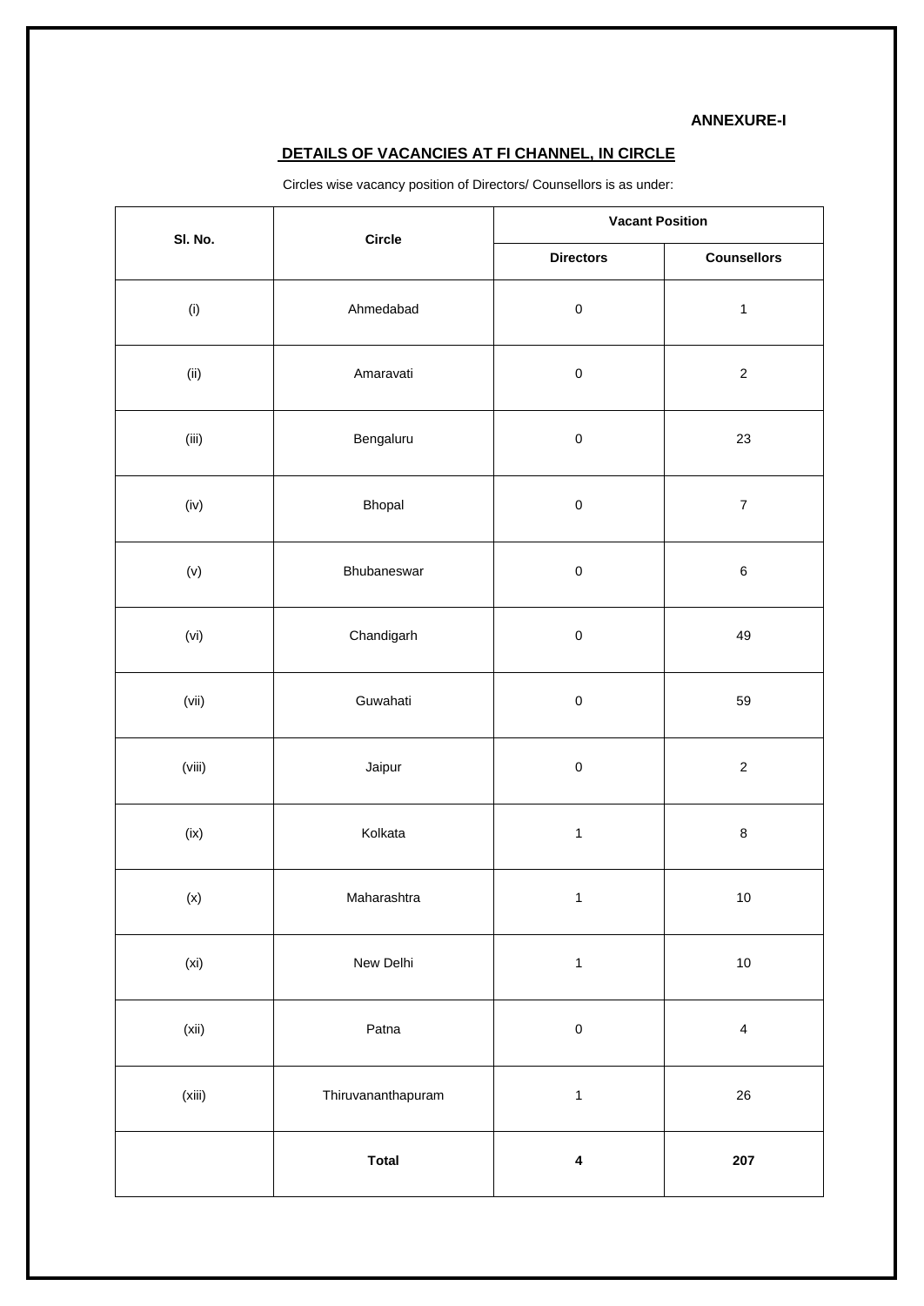**ANNEXURE-I**

## DETAILS OF VACANCIES AT FI CHANNEL, IN CIRCLE

Circles wise vacancy position of Directors/ Counsellors is as under:

| Sl. No. | Circle | Vacant Position | |
|---|---|---|---|
| | | Directors | Counsellors |
| (i) | Ahmedabad | 0 | 1 |
| (ii) | Amaravati | 0 | 2 |
| (iii) | Bengaluru | 0 | 23 |
| (iv) | Bhopal | 0 | 7 |
| (v) | Bhubaneswar | 0 | 6 |
| (vi) | Chandigarh | 0 | 49 |
| (vii) | Guwahati | 0 | 59 |
| (viii) | Jaipur | 0 | 2 |
| (ix) | Kolkata | 1 | 8 |
| (x) | Maharashtra | 1 | 10 |
| (xi) | New Delhi | 1 | 10 |
| (xii) | Patna | 0 | 4 |
| (xiii) | Thiruvananthapuram | 1 | 26 |
| | **Total** | **4** | **207** |